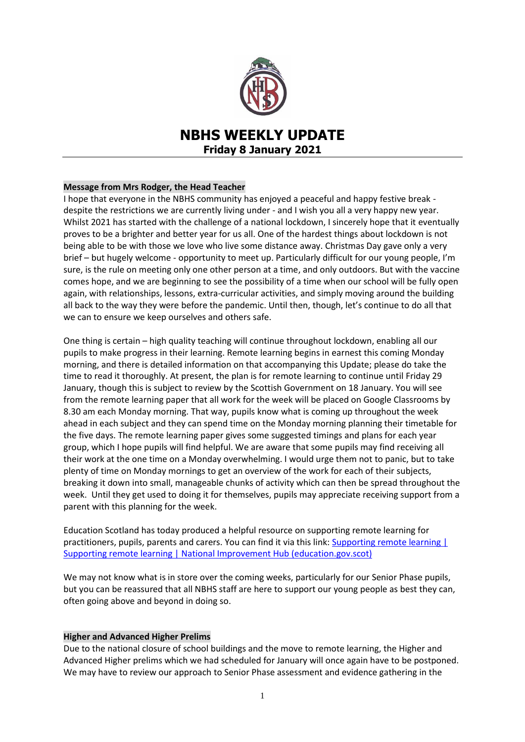# NBHS WEEKLY UPDATE

**Friday 8 January 2021**

---

### Message from Mrs Rodger, the Head Teacher

I hope that everyone in the NBHS community has enjoyed a peaceful and happy festive break - despite the restrictions we are currently living under - and I wish you all a very happy new year. Whilst 2021 has started with the challenge of a national lockdown, I sincerely hope that it eventually proves to be a brighter and better year for us all. One of the hardest things about lockdown is not being able to be with those we love who live some distance away. Christmas Day gave only a very brief – but hugely welcome - opportunity to meet up. Particularly difficult for our young people, I'm sure, is the rule on meeting only one other person at a time, and only outdoors. But with the vaccine comes hope, and we are beginning to see the possibility of a time when our school will be fully open again, with relationships, lessons, extra-curricular activities, and simply moving around the building all back to the way they were before the pandemic. Until then, though, let's continue to do all that we can to ensure we keep ourselves and others safe.

One thing is certain – high quality teaching will continue throughout lockdown, enabling all our pupils to make progress in their learning. Remote learning begins in earnest this coming Monday morning, and there is detailed information on that accompanying this Update; please do take the time to read it thoroughly. At present, the plan is for remote learning to continue until Friday 29 January, though this is subject to review by the Scottish Government on 18 January. You will see from the remote learning paper that all work for the week will be placed on Google Classrooms by 8.30 am each Monday morning. That way, pupils know what is coming up throughout the week ahead in each subject and they can spend time on the Monday morning planning their timetable for the five days. The remote learning paper gives some suggested timings and plans for each year group, which I hope pupils will find helpful. We are aware that some pupils may find receiving all their work at the one time on a Monday overwhelming. I would urge them not to panic, but to take plenty of time on Monday mornings to get an overview of the work for each of their subjects, breaking it down into small, manageable chunks of activity which can then be spread throughout the week. Until they get used to doing it for themselves, pupils may appreciate receiving support from a parent with this planning for the week.

Education Scotland has today produced a helpful resource on supporting remote learning for practitioners, pupils, parents and carers. You can find it via this link: Supporting remote learning | Supporting remote learning | National Improvement Hub (education.gov.scot)

We may not know what is in store over the coming weeks, particularly for our Senior Phase pupils, but you can be reassured that all NBHS staff are here to support our young people as best they can, often going above and beyond in doing so.

### Higher and Advanced Higher Prelims

Due to the national closure of school buildings and the move to remote learning, the Higher and Advanced Higher prelims which we had scheduled for January will once again have to be postponed. We may have to review our approach to Senior Phase assessment and evidence gathering in the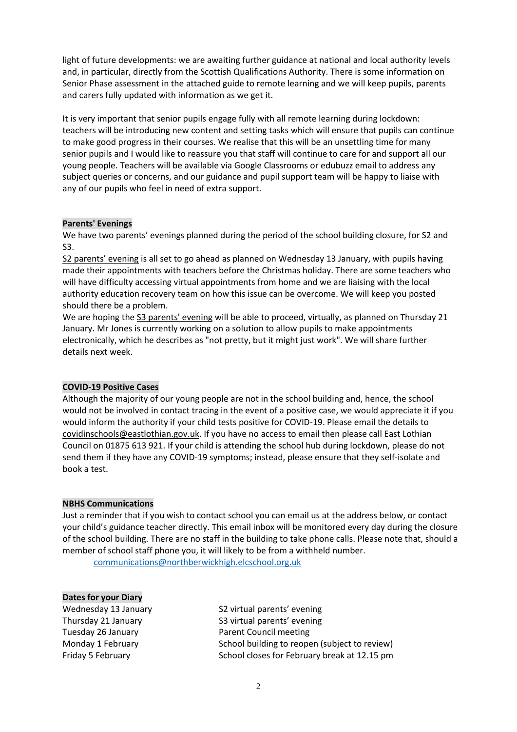light of future developments: we are awaiting further guidance at national and local authority levels and, in particular, directly from the Scottish Qualifications Authority. There is some information on Senior Phase assessment in the attached guide to remote learning and we will keep pupils, parents and carers fully updated with information as we get it.

It is very important that senior pupils engage fully with all remote learning during lockdown: teachers will be introducing new content and setting tasks which will ensure that pupils can continue to make good progress in their courses. We realise that this will be an unsettling time for many senior pupils and I would like to reassure you that staff will continue to care for and support all our young people. Teachers will be available via Google Classrooms or edubuzz email to address any subject queries or concerns, and our guidance and pupil support team will be happy to liaise with any of our pupils who feel in need of extra support.

**Parents' Evenings**

We have two parents' evenings planned during the period of the school building closure, for S2 and S3.

S2 parents' evening is all set to go ahead as planned on Wednesday 13 January, with pupils having made their appointments with teachers before the Christmas holiday. There are some teachers who will have difficulty accessing virtual appointments from home and we are liaising with the local authority education recovery team on how this issue can be overcome. We will keep you posted should there be a problem.

We are hoping the S3 parents' evening will be able to proceed, virtually, as planned on Thursday 21 January. Mr Jones is currently working on a solution to allow pupils to make appointments electronically, which he describes as "not pretty, but it might just work". We will share further details next week.

**COVID-19 Positive Cases**

Although the majority of our young people are not in the school building and, hence, the school would not be involved in contact tracing in the event of a positive case, we would appreciate it if you would inform the authority if your child tests positive for COVID-19. Please email the details to covidinschools@eastlothian.gov.uk. If you have no access to email then please call East Lothian Council on 01875 613 921. If your child is attending the school hub during lockdown, please do not send them if they have any COVID-19 symptoms; instead, please ensure that they self-isolate and book a test.

**NBHS Communications**

Just a reminder that if you wish to contact school you can email us at the address below, or contact your child's guidance teacher directly. This email inbox will be monitored every day during the closure of the school building. There are no staff in the building to take phone calls. Please note that, should a member of school staff phone you, it will likely to be from a withheld number.

communications@northberwickhigh.elcschool.org.uk

**Dates for your Diary**

| | |
|---|---|
| Wednesday 13 January | S2 virtual parents' evening |
| Thursday 21 January | S3 virtual parents' evening |
| Tuesday 26 January | Parent Council meeting |
| Monday 1 February | School building to reopen (subject to review) |
| Friday 5 February | School closes for February break at 12.15 pm |